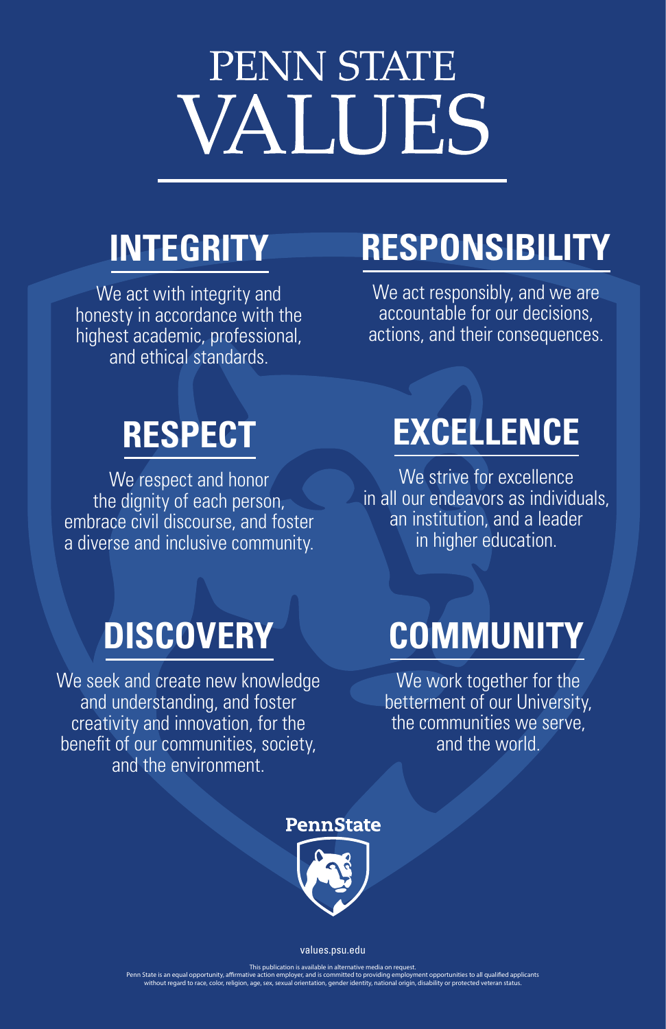# PENN STATE VALUES

## INTEGRITY

We act with integrity and honesty in accordance with the highest academic, professional, and ethical standards.

## RESPONSIBILITY

We act responsibly, and we are accountable for our decisions, actions, and their consequences.

## RESPECT

We respect and honor the dignity of each person, embrace civil discourse, and foster a diverse and inclusive community.

## EXCELLENCE

We strive for excellence in all our endeavors as individuals, an institution, and a leader in higher education.

## DISCOVERY

We seek and create new knowledge and understanding, and foster creativity and innovation, for the benefit of our communities, society, and the environment.

## COMMUNITY

We work together for the betterment of our University, the communities we serve, and the world.

PennState

values.psu.edu

This publication is available in alternative media on request.
Penn State is an equal opportunity, affirmative action employer, and is committed to providing employment opportunities to all qualified applicants without regard to race, color, religion, age, sex, sexual orientation, gender identity, national origin, disability or protected veteran status.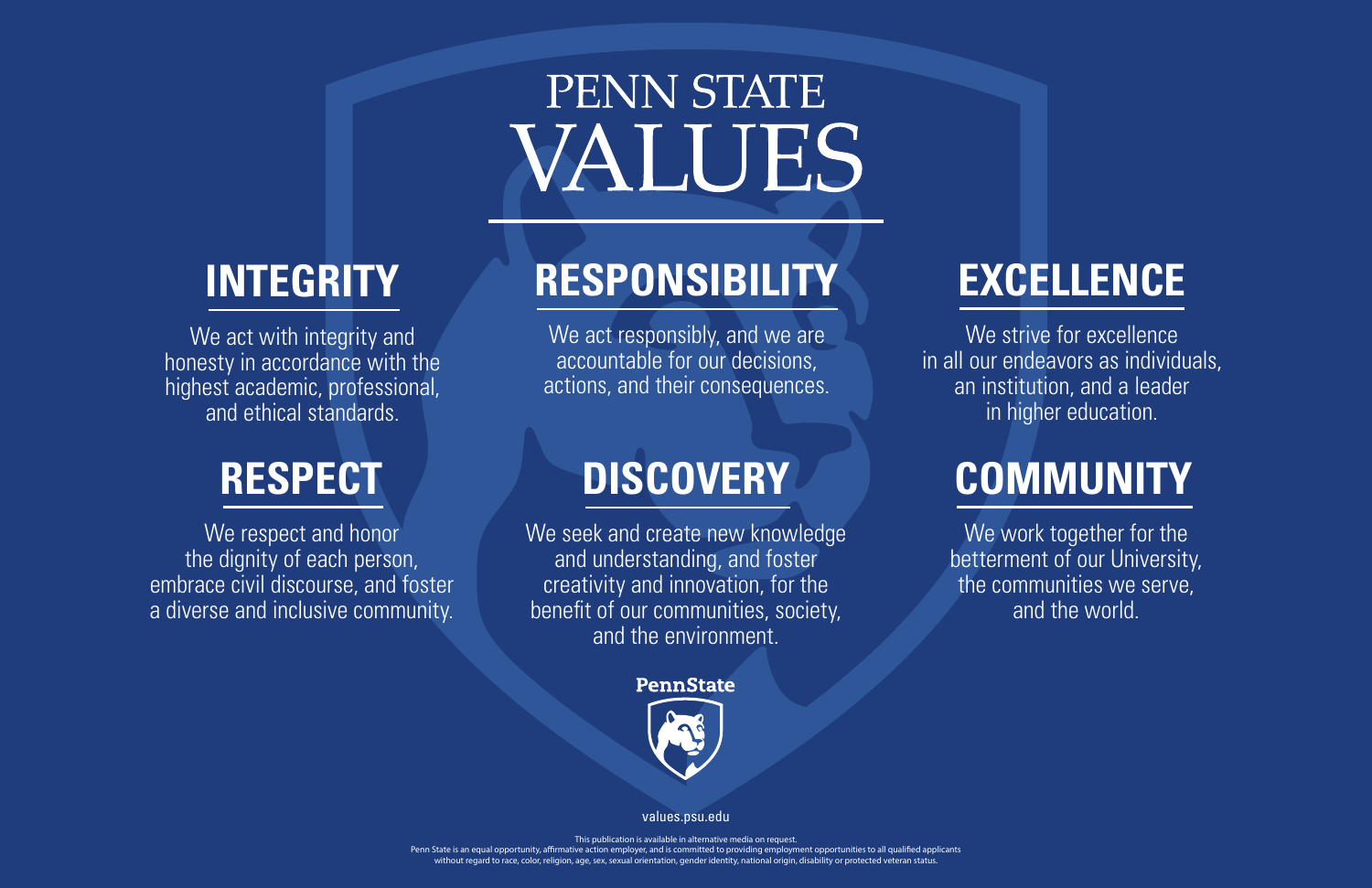# PENN STATE VALUES

## INTEGRITY

We act with integrity and honesty in accordance with the highest academic, professional, and ethical standards.

## RESPONSIBILITY

We act responsibly, and we are accountable for our decisions, actions, and their consequences.

## EXCELLENCE

We strive for excellence in all our endeavors as individuals, an institution, and a leader in higher education.

## RESPECT

We respect and honor the dignity of each person, embrace civil discourse, and foster a diverse and inclusive community.

## DISCOVERY

We seek and create new knowledge and understanding, and foster creativity and innovation, for the benefit of our communities, society, and the environment.

## COMMUNITY

We work together for the betterment of our University, the communities we serve, and the world.

PennState

values.psu.edu

This publication is available in alternative media on request.
Penn State is an equal opportunity, affirmative action employer, and is committed to providing employment opportunities to all qualified applicants without regard to race, color, religion, age, sex, sexual orientation, gender identity, national origin, disability or protected veteran status.